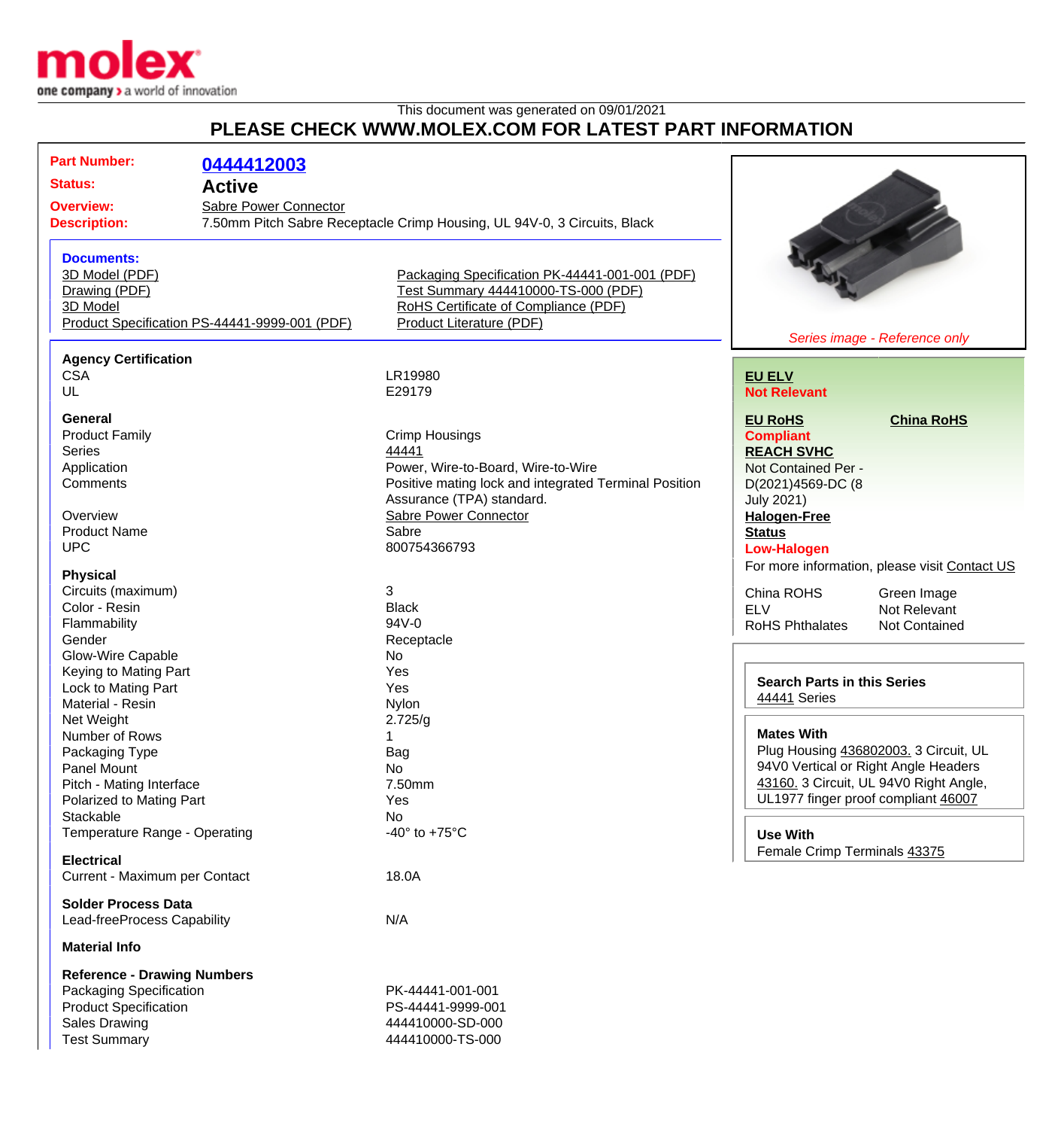This document was generated on 09/01/2021

# PLEASE CHECK WWW.MOLEX.COM FOR LATEST PART INFORMATION

**Part Number:** 0444412003

**Status:** Active

**Overview:** Sabre Power Connector

**Description:** 7.50mm Pitch Sabre Receptacle Crimp Housing, UL 94V-0, 3 Circuits, Black

**Documents:**

- 3D Model (PDF)
- Drawing (PDF)
- 3D Model
- Product Specification PS-44441-9999-001 (PDF)
- Packaging Specification PK-44441-001-001 (PDF)
- Test Summary 444410000-TS-000 (PDF)
- RoHS Certificate of Compliance (PDF)
- Product Literature (PDF)

*Series image - Reference only*

**Agency Certification**

| | |
|---|---|
| CSA | LR19980 |
| UL | E29179 |

**General**

| | |
|---|---|
| Product Family | Crimp Housings |
| Series | 44441 |
| Application | Power, Wire-to-Board, Wire-to-Wire |
| Comments | Positive mating lock and integrated Terminal Position Assurance (TPA) standard. |
| Overview | Sabre Power Connector |
| Product Name | Sabre |
| UPC | 800754366793 |

**Physical**

| | |
|---|---|
| Circuits (maximum) | 3 |
| Color - Resin | Black |
| Flammability | 94V-0 |
| Gender | Receptacle |
| Glow-Wire Capable | No |
| Keying to Mating Part | Yes |
| Lock to Mating Part | Yes |
| Material - Resin | Nylon |
| Net Weight | 2.725/g |
| Number of Rows | 1 |
| Packaging Type | Bag |
| Panel Mount | No |
| Pitch - Mating Interface | 7.50mm |
| Polarized to Mating Part | Yes |
| Stackable | No |
| Temperature Range - Operating | -40° to +75°C |

**Electrical**

| | |
|---|---|
| Current - Maximum per Contact | 18.0A |

**Solder Process Data**

| | |
|---|---|
| Lead-freeProcess Capability | N/A |

**Material Info**

**Reference - Drawing Numbers**

| | |
|---|---|
| Packaging Specification | PK-44441-001-001 |
| Product Specification | PS-44441-9999-001 |
| Sales Drawing | 444410000-SD-000 |
| Test Summary | 444410000-TS-000 |

**EU ELV**
Not Relevant

**EU RoHS**
Compliant

**China RoHS**

**REACH SVHC**
Not Contained Per - D(2021)4569-DC (8 July 2021)

**Halogen-Free Status**
Low-Halogen

For more information, please visit Contact US

| | |
|---|---|
| China ROHS | Green Image |
| ELV | Not Relevant |
| RoHS Phthalates | Not Contained |

**Search Parts in this Series**
44441 Series

**Mates With**
Plug Housing 436802003. 3 Circuit, UL 94V0 Vertical or Right Angle Headers 43160. 3 Circuit, UL 94V0 Right Angle, UL1977 finger proof compliant 46007

**Use With**
Female Crimp Terminals 43375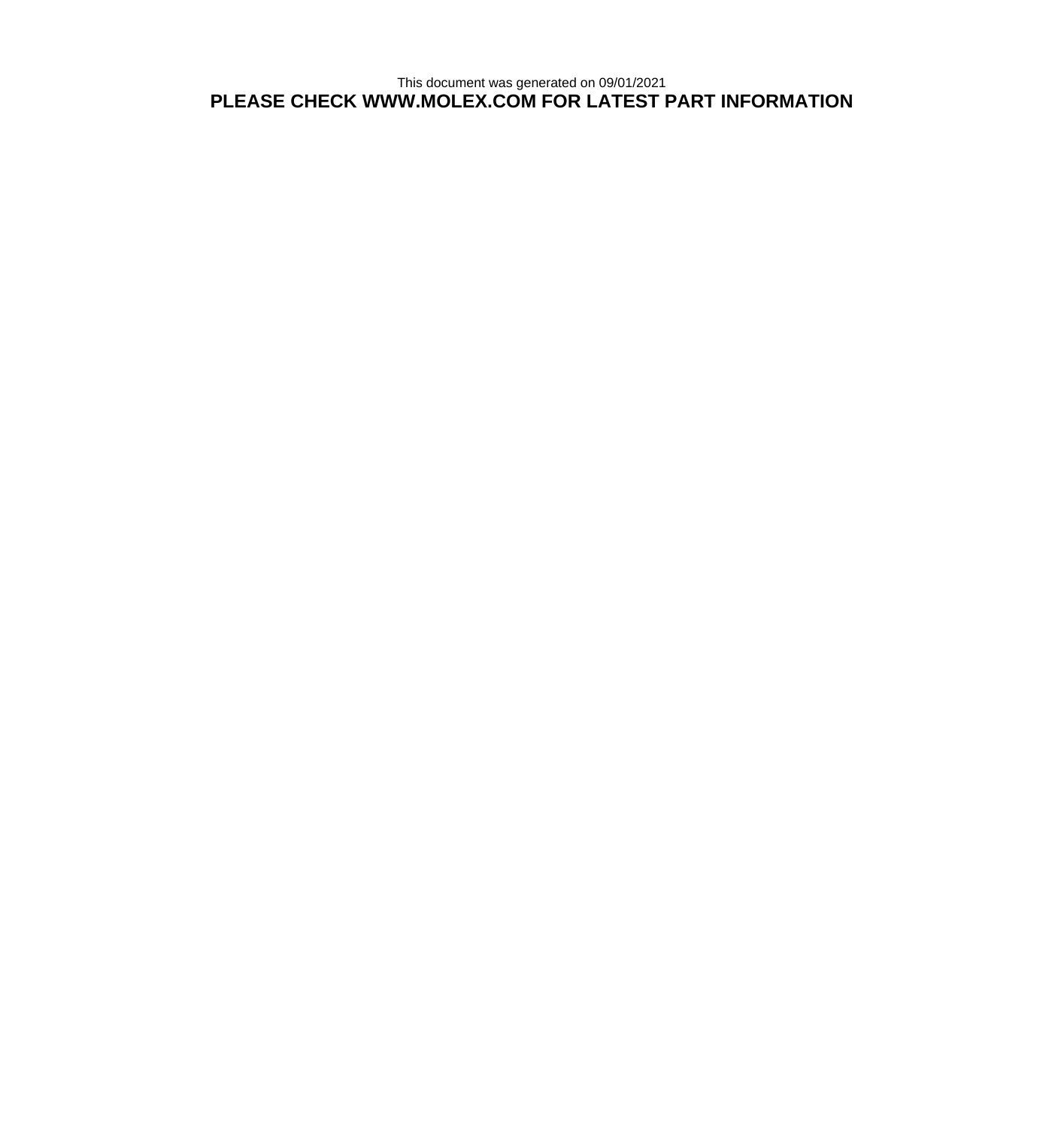This document was generated on 09/01/2021

**PLEASE CHECK WWW.MOLEX.COM FOR LATEST PART INFORMATION**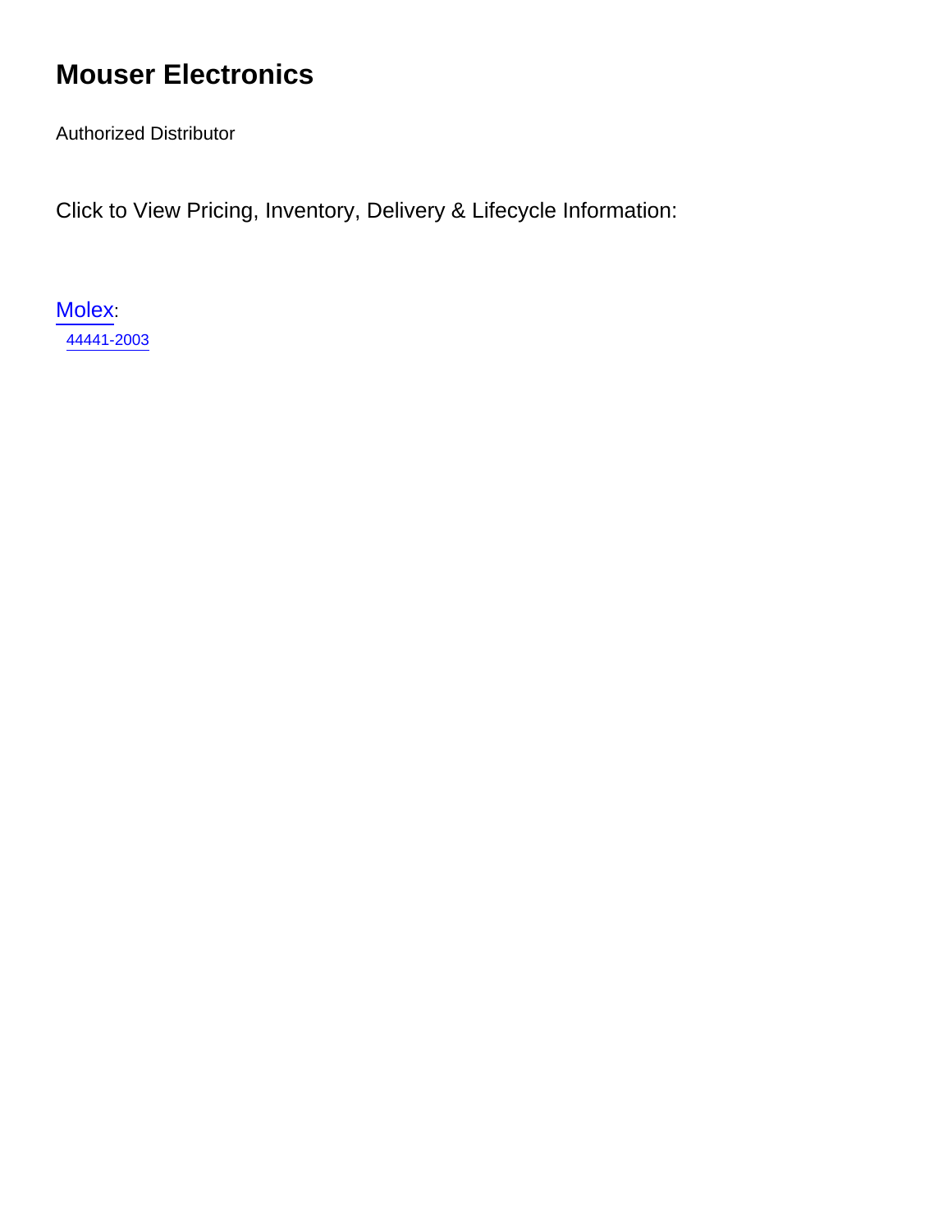# Mouser Electronics

Authorized Distributor

Click to View Pricing, Inventory, Delivery & Lifecycle Information:

Molex:

44441-2003